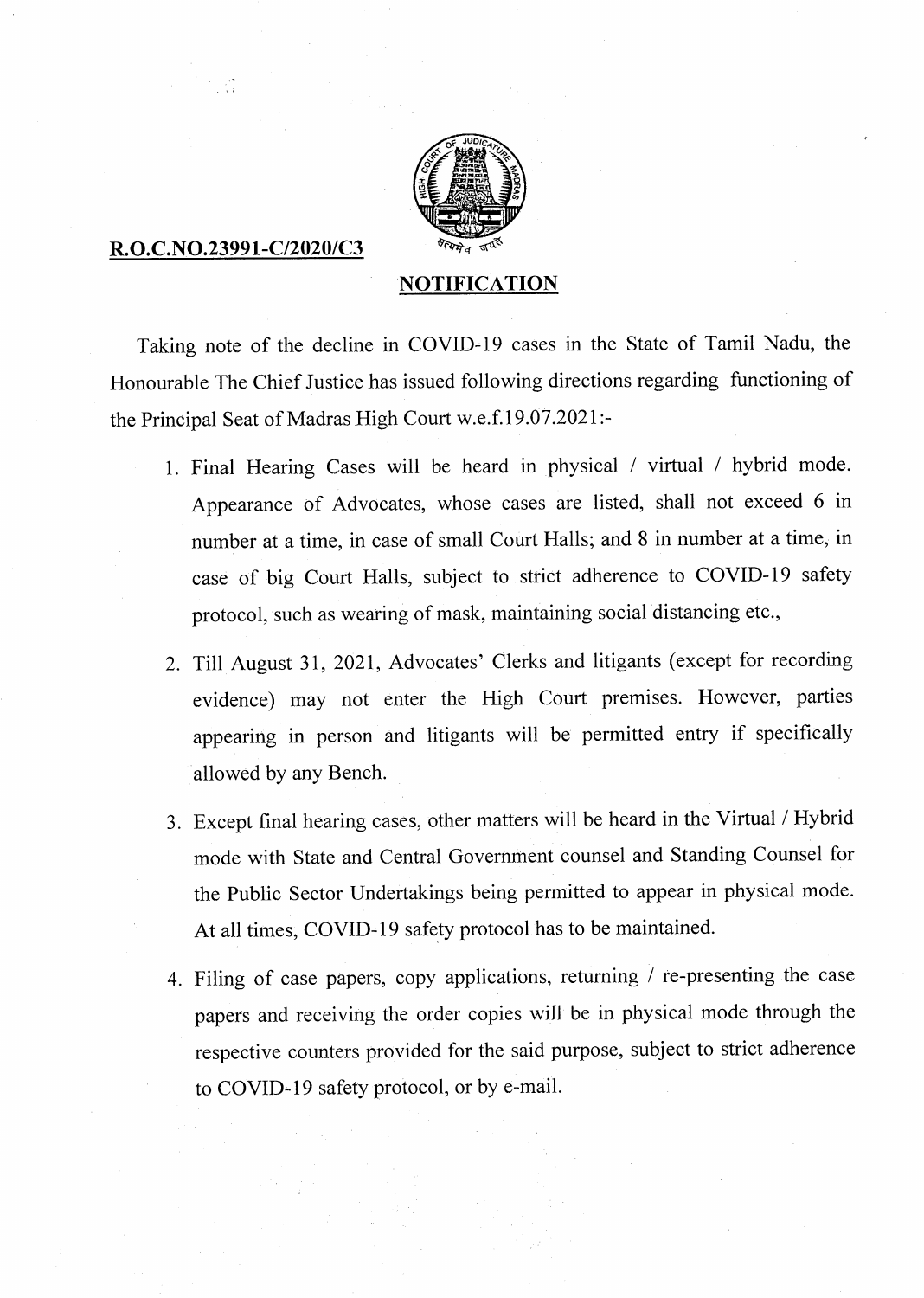**R.O.C.NO.23991-C/2020/C3**

## NOTIFICATION

Taking note of the decline in COVID-19 cases in the State of Tamil Nadu, the Honourable The Chief Justice has issued following directions regarding functioning of the Principal Seat of Madras High Court w.e.f.19.07.2021:-

1. Final Hearing Cases will be heard in physical / virtual / hybrid mode. Appearance of Advocates, whose cases are listed, shall not exceed 6 in number at a time, in case of small Court Halls; and 8 in number at a time, in case of big Court Halls, subject to strict adherence to COVID-19 safety protocol, such as wearing of mask, maintaining social distancing etc.,

2. Till August 31, 2021, Advocates' Clerks and litigants (except for recording evidence) may not enter the High Court premises. However, parties appearing in person and litigants will be permitted entry if specifically allowed by any Bench.

3. Except final hearing cases, other matters will be heard in the Virtual / Hybrid mode with State and Central Government counsel and Standing Counsel for the Public Sector Undertakings being permitted to appear in physical mode. At all times, COVID-19 safety protocol has to be maintained.

4. Filing of case papers, copy applications, returning / re-presenting the case papers and receiving the order copies will be in physical mode through the respective counters provided for the said purpose, subject to strict adherence to COVID-19 safety protocol, or by e-mail.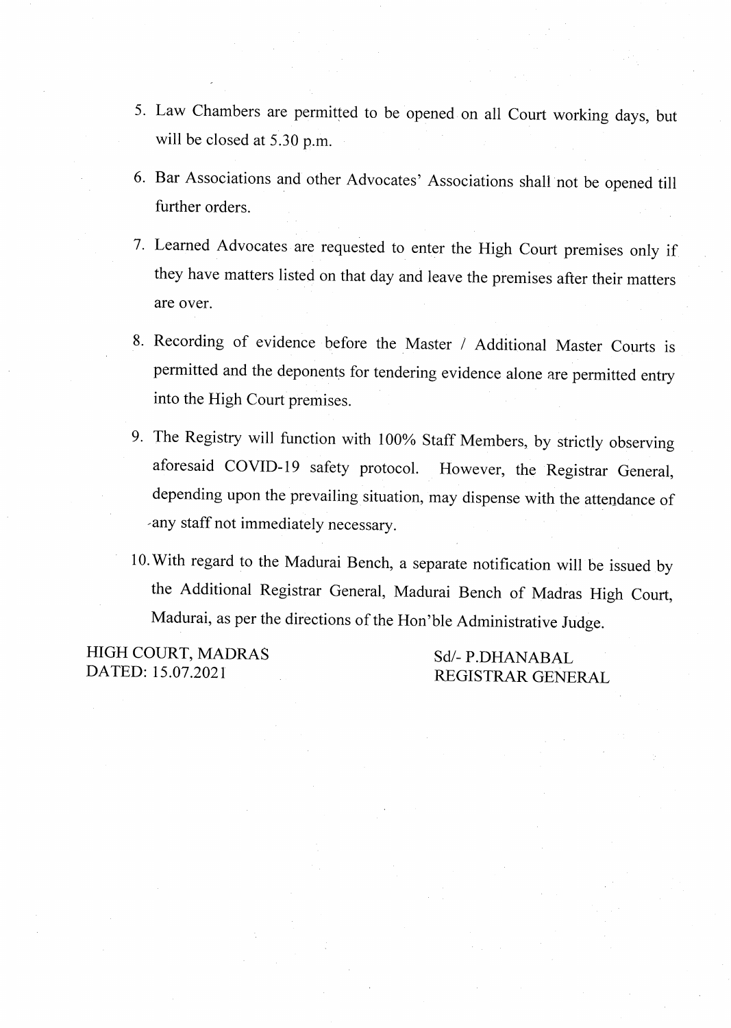5. Law Chambers are permitted to be opened on all Court working days, but will be closed at 5.30 p.m.

6. Bar Associations and other Advocates' Associations shall not be opened till further orders.

7. Learned Advocates are requested to enter the High Court premises only if they have matters listed on that day and leave the premises after their matters are over.

8. Recording of evidence before the Master / Additional Master Courts is permitted and the deponents for tendering evidence alone are permitted entry into the High Court premises.

9. The Registry will function with 100% Staff Members, by strictly observing aforesaid COVID-19 safety protocol. However, the Registrar General, depending upon the prevailing situation, may dispense with the attendance of any staff not immediately necessary.

10. With regard to the Madurai Bench, a separate notification will be issued by the Additional Registrar General, Madurai Bench of Madras High Court, Madurai, as per the directions of the Hon'ble Administrative Judge.

HIGH COURT, MADRAS
DATED: 15.07.2021

Sd/- P.DHANABAL
REGISTRAR GENERAL